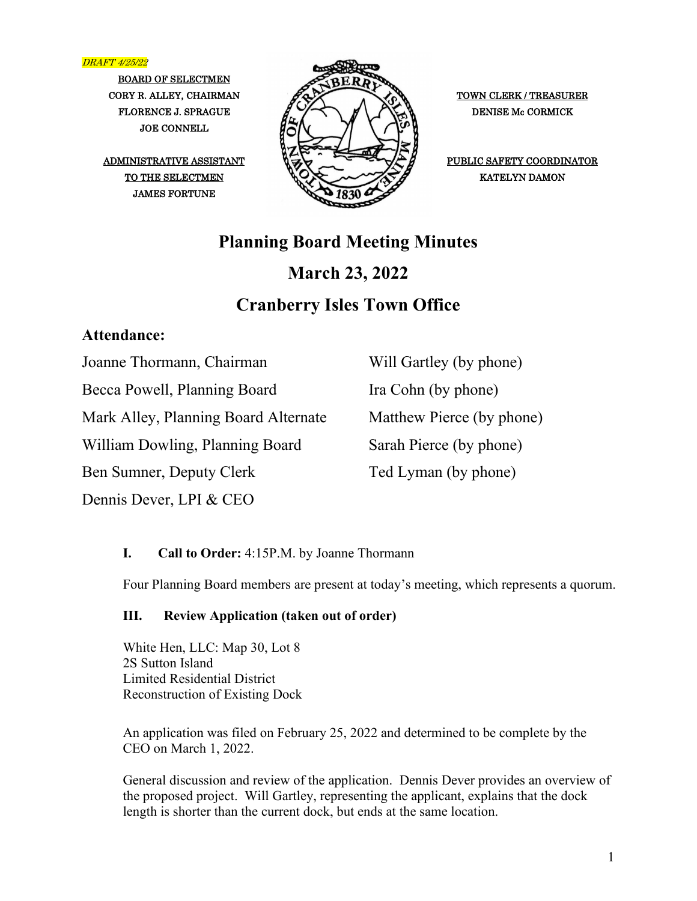*DRAFT 4/25/22*

BOARD OF SELECTMEN
CORY R. ALLEY, CHAIRMAN
FLORENCE J. SPRAGUE
JOE CONNELL

ADMINISTRATIVE ASSISTANT TO THE SELECTMEN
JAMES FORTUNE

TOWN CLERK / TREASURER
DENISE Mc CORMICK

PUBLIC SAFETY COORDINATOR
KATELYN DAMON

# Planning Board Meeting Minutes

## March 23, 2022

## Cranberry Isles Town Office

### Attendance:

Joanne Thormann, Chairman
Becca Powell, Planning Board
Mark Alley, Planning Board Alternate
William Dowling, Planning Board
Ben Sumner, Deputy Clerk
Dennis Dever, LPI & CEO

Will Gartley (by phone)
Ira Cohn (by phone)
Matthew Pierce (by phone)
Sarah Pierce (by phone)
Ted Lyman (by phone)

**I. Call to Order:** 4:15P.M. by Joanne Thormann

Four Planning Board members are present at today's meeting, which represents a quorum.

**III. Review Application (taken out of order)**

White Hen, LLC: Map 30, Lot 8
2S Sutton Island
Limited Residential District
Reconstruction of Existing Dock

An application was filed on February 25, 2022 and determined to be complete by the CEO on March 1, 2022.

General discussion and review of the application. Dennis Dever provides an overview of the proposed project. Will Gartley, representing the applicant, explains that the dock length is shorter than the current dock, but ends at the same location.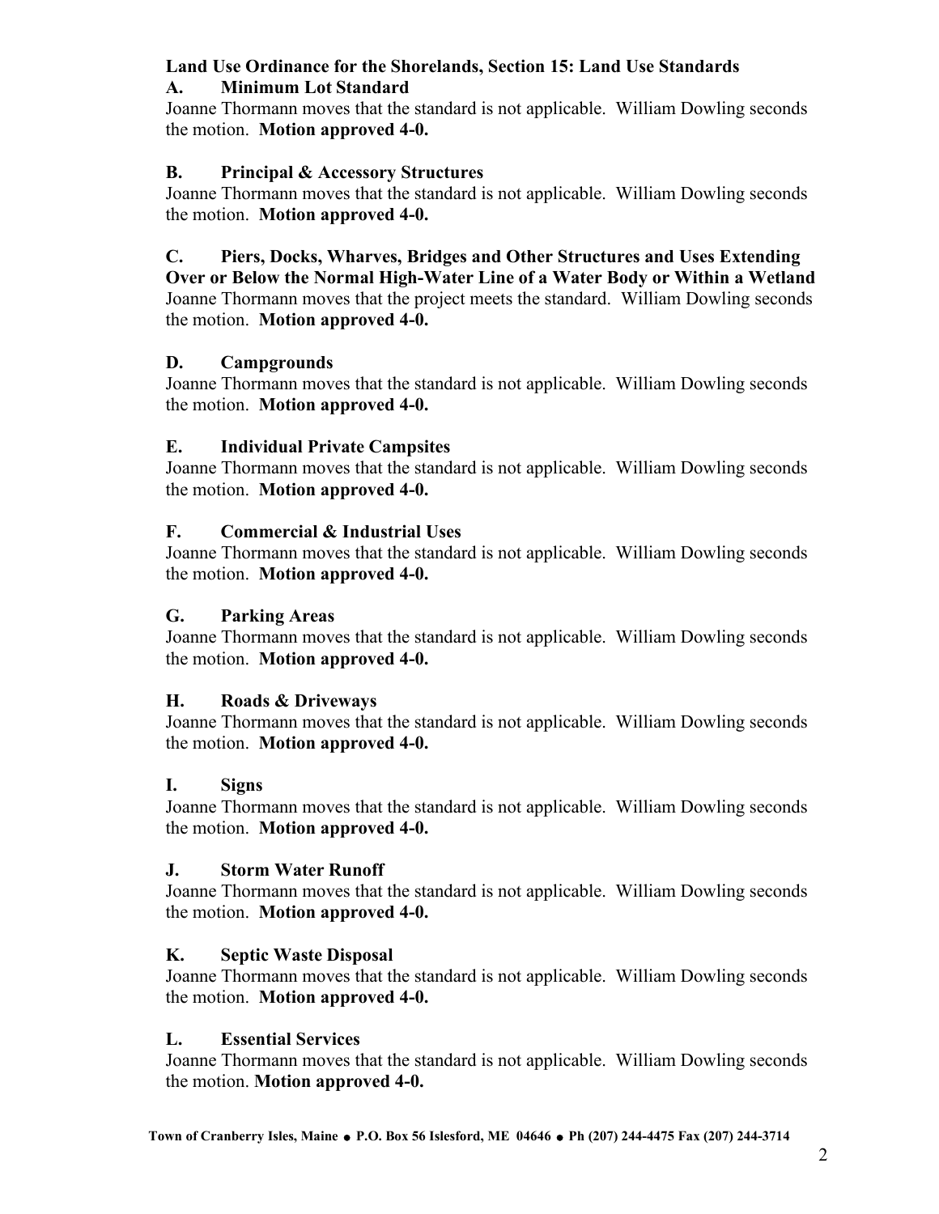**Land Use Ordinance for the Shorelands, Section 15: Land Use Standards**

**A. Minimum Lot Standard**

Joanne Thormann moves that the standard is not applicable. William Dowling seconds the motion. **Motion approved 4-0.**

**B. Principal & Accessory Structures**

Joanne Thormann moves that the standard is not applicable. William Dowling seconds the motion. **Motion approved 4-0.**

**C. Piers, Docks, Wharves, Bridges and Other Structures and Uses Extending Over or Below the Normal High-Water Line of a Water Body or Within a Wetland**

Joanne Thormann moves that the project meets the standard. William Dowling seconds the motion. **Motion approved 4-0.**

**D. Campgrounds**

Joanne Thormann moves that the standard is not applicable. William Dowling seconds the motion. **Motion approved 4-0.**

**E. Individual Private Campsites**

Joanne Thormann moves that the standard is not applicable. William Dowling seconds the motion. **Motion approved 4-0.**

**F. Commercial & Industrial Uses**

Joanne Thormann moves that the standard is not applicable. William Dowling seconds the motion. **Motion approved 4-0.**

**G. Parking Areas**

Joanne Thormann moves that the standard is not applicable. William Dowling seconds the motion. **Motion approved 4-0.**

**H. Roads & Driveways**

Joanne Thormann moves that the standard is not applicable. William Dowling seconds the motion. **Motion approved 4-0.**

**I. Signs**

Joanne Thormann moves that the standard is not applicable. William Dowling seconds the motion. **Motion approved 4-0.**

**J. Storm Water Runoff**

Joanne Thormann moves that the standard is not applicable. William Dowling seconds the motion. **Motion approved 4-0.**

**K. Septic Waste Disposal**

Joanne Thormann moves that the standard is not applicable. William Dowling seconds the motion. **Motion approved 4-0.**

**L. Essential Services**

Joanne Thormann moves that the standard is not applicable. William Dowling seconds the motion. **Motion approved 4-0.**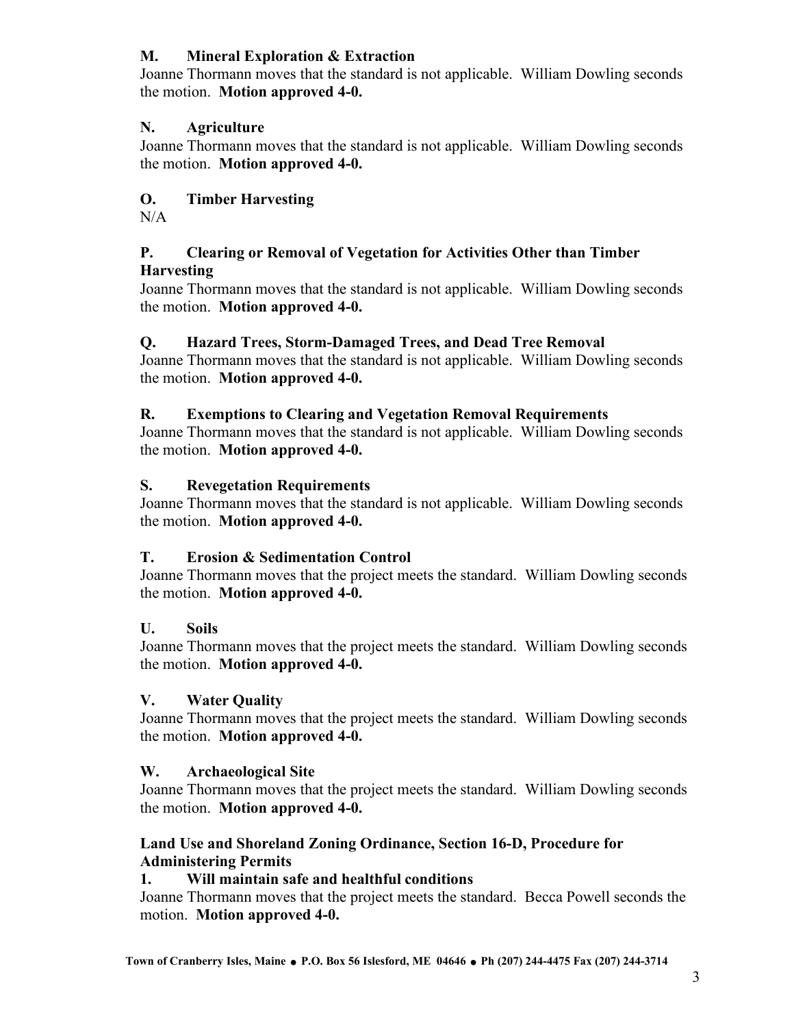**M. Mineral Exploration & Extraction**

Joanne Thormann moves that the standard is not applicable. William Dowling seconds the motion. **Motion approved 4-0.**

**N. Agriculture**

Joanne Thormann moves that the standard is not applicable. William Dowling seconds the motion. **Motion approved 4-0.**

**O. Timber Harvesting**

N/A

**P. Clearing or Removal of Vegetation for Activities Other than Timber Harvesting**

Joanne Thormann moves that the standard is not applicable. William Dowling seconds the motion. **Motion approved 4-0.**

**Q. Hazard Trees, Storm-Damaged Trees, and Dead Tree Removal**

Joanne Thormann moves that the standard is not applicable. William Dowling seconds the motion. **Motion approved 4-0.**

**R. Exemptions to Clearing and Vegetation Removal Requirements**

Joanne Thormann moves that the standard is not applicable. William Dowling seconds the motion. **Motion approved 4-0.**

**S. Revegetation Requirements**

Joanne Thormann moves that the standard is not applicable. William Dowling seconds the motion. **Motion approved 4-0.**

**T. Erosion & Sedimentation Control**

Joanne Thormann moves that the project meets the standard. William Dowling seconds the motion. **Motion approved 4-0.**

**U. Soils**

Joanne Thormann moves that the project meets the standard. William Dowling seconds the motion. **Motion approved 4-0.**

**V. Water Quality**

Joanne Thormann moves that the project meets the standard. William Dowling seconds the motion. **Motion approved 4-0.**

**W. Archaeological Site**

Joanne Thormann moves that the project meets the standard. William Dowling seconds the motion. **Motion approved 4-0.**

**Land Use and Shoreland Zoning Ordinance, Section 16-D, Procedure for Administering Permits**

**1. Will maintain safe and healthful conditions**

Joanne Thormann moves that the project meets the standard. Becca Powell seconds the motion. **Motion approved 4-0.**

**Town of Cranberry Isles, Maine • P.O. Box 56 Islesford, ME 04646 • Ph (207) 244-4475 Fax (207) 244-3714**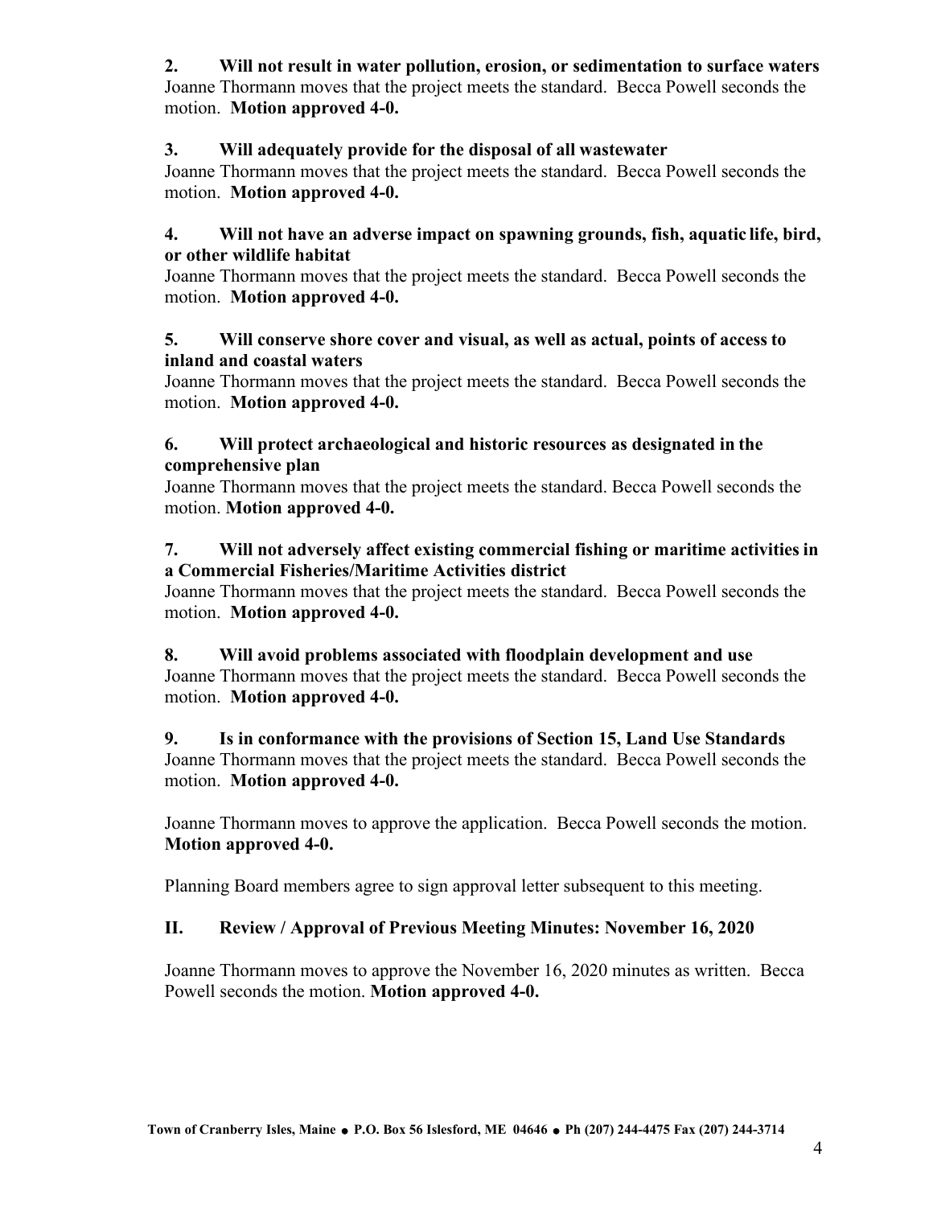**2. Will not result in water pollution, erosion, or sedimentation to surface waters**
Joanne Thormann moves that the project meets the standard. Becca Powell seconds the motion. **Motion approved 4-0.**

**3. Will adequately provide for the disposal of all wastewater**
Joanne Thormann moves that the project meets the standard. Becca Powell seconds the motion. **Motion approved 4-0.**

**4. Will not have an adverse impact on spawning grounds, fish, aquatic life, bird, or other wildlife habitat**
Joanne Thormann moves that the project meets the standard. Becca Powell seconds the motion. **Motion approved 4-0.**

**5. Will conserve shore cover and visual, as well as actual, points of access to inland and coastal waters**
Joanne Thormann moves that the project meets the standard. Becca Powell seconds the motion. **Motion approved 4-0.**

**6. Will protect archaeological and historic resources as designated in the comprehensive plan**
Joanne Thormann moves that the project meets the standard. Becca Powell seconds the motion. **Motion approved 4-0.**

**7. Will not adversely affect existing commercial fishing or maritime activities in a Commercial Fisheries/Maritime Activities district**
Joanne Thormann moves that the project meets the standard. Becca Powell seconds the motion. **Motion approved 4-0.**

**8. Will avoid problems associated with floodplain development and use**
Joanne Thormann moves that the project meets the standard. Becca Powell seconds the motion. **Motion approved 4-0.**

**9. Is in conformance with the provisions of Section 15, Land Use Standards**
Joanne Thormann moves that the project meets the standard. Becca Powell seconds the motion. **Motion approved 4-0.**

Joanne Thormann moves to approve the application. Becca Powell seconds the motion. **Motion approved 4-0.**

Planning Board members agree to sign approval letter subsequent to this meeting.

## II. Review / Approval of Previous Meeting Minutes: November 16, 2020

Joanne Thormann moves to approve the November 16, 2020 minutes as written. Becca Powell seconds the motion. **Motion approved 4-0.**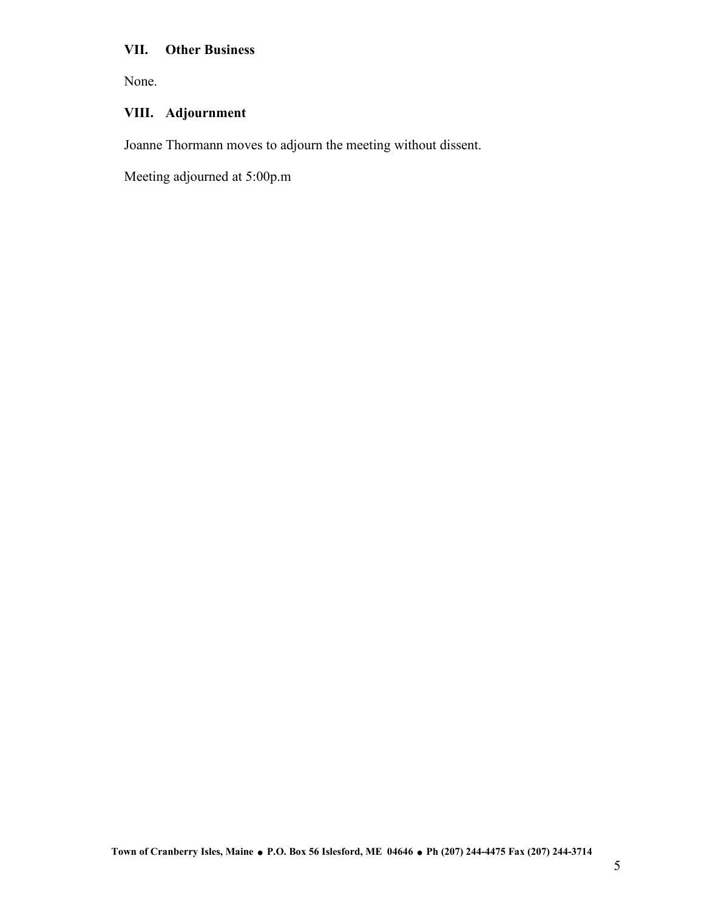## VII. Other Business

None.

## VIII. Adjournment

Joanne Thormann moves to adjourn the meeting without dissent.

Meeting adjourned at 5:00p.m